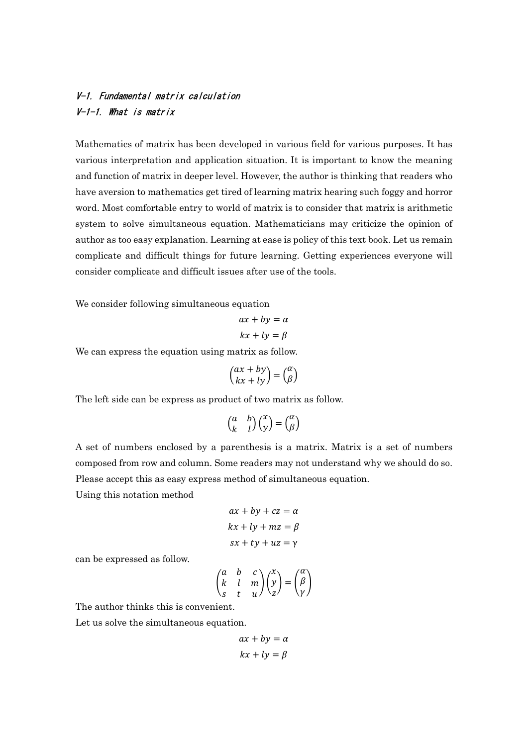## V-1. Fundamental matrix calculation

### V-1-1. What is matrix

Mathematics of matrix has been developed in various field for various purposes. It has various interpretation and application situation. It is important to know the meaning and function of matrix in deeper level. However, the author is thinking that readers who have aversion to mathematics get tired of learning matrix hearing such foggy and horror word. Most comfortable entry to world of matrix is to consider that matrix is arithmetic system to solve simultaneous equation. Mathematicians may criticize the opinion of author as too easy explanation. Learning at ease is policy of this text book. Let us remain complicate and difficult things for future learning. Getting experiences everyone will consider complicate and difficult issues after use of the tools.

We consider following simultaneous equation

$$ax + by = \alpha$$

$$kx + ly = \beta$$

We can express the equation using matrix as follow.

$$\begin{pmatrix} ax + by \\ kx + ly \end{pmatrix} = \begin{pmatrix} \alpha \\ \beta \end{pmatrix}$$

The left side can be express as product of two matrix as follow.

$$\begin{pmatrix} a & b \\ k & l \end{pmatrix} \begin{pmatrix} x \\ y \end{pmatrix} = \begin{pmatrix} \alpha \\ \beta \end{pmatrix}$$

A set of numbers enclosed by a parenthesis is a matrix. Matrix is a set of numbers composed from row and column. Some readers may not understand why we should do so. Please accept this as easy express method of simultaneous equation.

Using this notation method

$$ax + by + cz = \alpha$$

$$kx + ly + mz = \beta$$

$$sx + ty + uz = \gamma$$

can be expressed as follow.

$$\begin{pmatrix} a & b & c \\ k & l & m \\ s & t & u \end{pmatrix} \begin{pmatrix} x \\ y \\ z \end{pmatrix} = \begin{pmatrix} \alpha \\ \beta \\ \gamma \end{pmatrix}$$

The author thinks this is convenient.

Let us solve the simultaneous equation.

$$ax + by = \alpha$$

$$kx + ly = \beta$$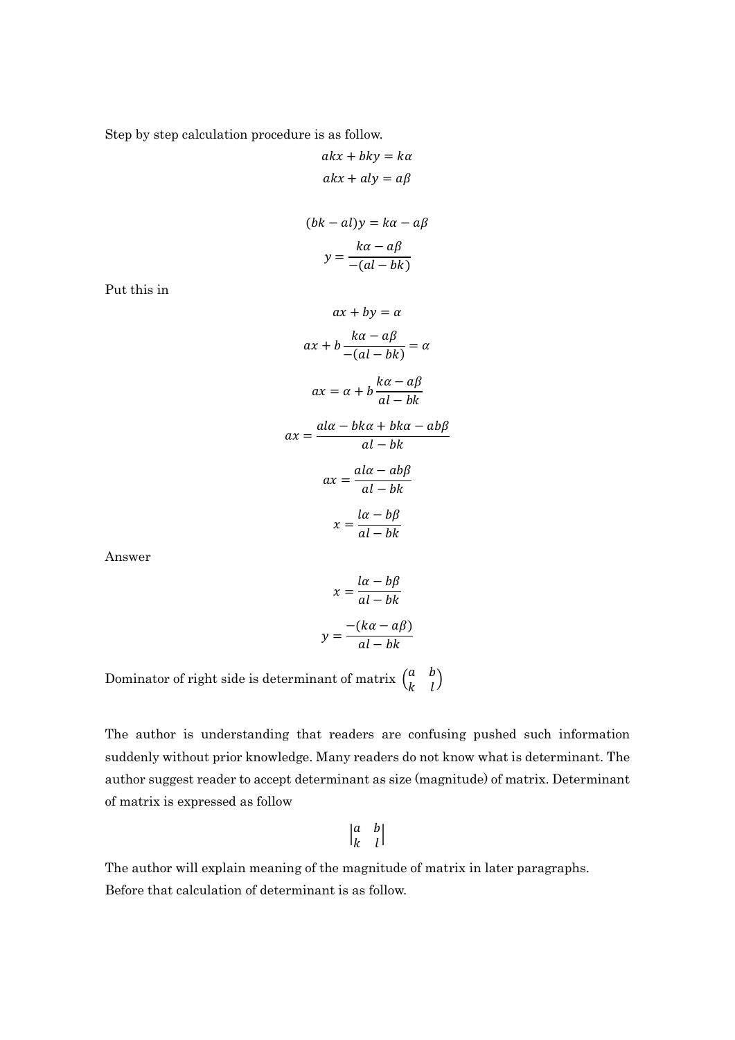Step by step calculation procedure is as follow.

$$akx + bky = k\alpha$$

$$akx + aly = a\beta$$

$$(bk - al)y = k\alpha - a\beta$$

$$y = \frac{k\alpha - a\beta}{-(al - bk)}$$

Put this in

$$ax + by = \alpha$$

$$ax + b\frac{k\alpha - a\beta}{-(al - bk)} = \alpha$$

$$ax = \alpha + b\frac{k\alpha - a\beta}{al - bk}$$

$$ax = \frac{al\alpha - bk\alpha + bk\alpha - ab\beta}{al - bk}$$

$$ax = \frac{al\alpha - ab\beta}{al - bk}$$

$$x = \frac{l\alpha - b\beta}{al - bk}$$

Answer

$$x = \frac{l\alpha - b\beta}{al - bk}$$

$$y = \frac{-(k\alpha - a\beta)}{al - bk}$$

Dominator of right side is determinant of matrix $\begin{pmatrix} a & b \\ k & l \end{pmatrix}$

The author is understanding that readers are confusing pushed such information suddenly without prior knowledge. Many readers do not know what is determinant. The author suggest reader to accept determinant as size (magnitude) of matrix. Determinant of matrix is expressed as follow

$$\begin{vmatrix} a & b \\ k & l \end{vmatrix}$$

The author will explain meaning of the magnitude of matrix in later paragraphs. Before that calculation of determinant is as follow.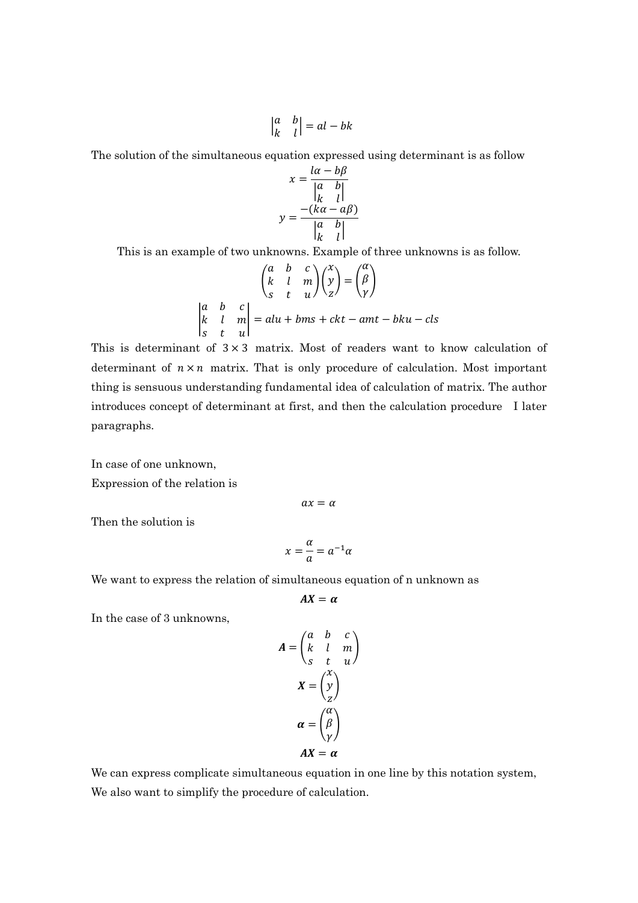$$\begin{vmatrix} a & b \\ k & l \end{vmatrix} = al - bk$$

The solution of the simultaneous equation expressed using determinant is as follow

$$x = \frac{l\alpha - b\beta}{\begin{vmatrix} a & b \\ k & l \end{vmatrix}}$$

$$y = \frac{-(k\alpha - a\beta)}{\begin{vmatrix} a & b \\ k & l \end{vmatrix}}$$

This is an example of two unknowns. Example of three unknowns is as follow.

$$\begin{pmatrix} a & b & c \\ k & l & m \\ s & t & u \end{pmatrix} \begin{pmatrix} x \\ y \\ z \end{pmatrix} = \begin{pmatrix} \alpha \\ \beta \\ \gamma \end{pmatrix}$$

$$\begin{vmatrix} a & b & c \\ k & l & m \\ s & t & u \end{vmatrix} = alu + bms + ckt - amt - bku - cls$$

This is determinant of $3 \times 3$ matrix. Most of readers want to know calculation of determinant of $n \times n$ matrix. That is only procedure of calculation. Most important thing is sensuous understanding fundamental idea of calculation of matrix. The author introduces concept of determinant at first, and then the calculation procedure I later paragraphs.

In case of one unknown,
Expression of the relation is

$$ax = \alpha$$

Then the solution is

$$x = \frac{\alpha}{a} = a^{-1}\alpha$$

We want to express the relation of simultaneous equation of n unknown as

$$\boldsymbol{AX} = \boldsymbol{\alpha}$$

In the case of 3 unknowns,

$$\boldsymbol{A} = \begin{pmatrix} a & b & c \\ k & l & m \\ s & t & u \end{pmatrix}$$

$$\boldsymbol{X} = \begin{pmatrix} x \\ y \\ z \end{pmatrix}$$

$$\boldsymbol{\alpha} = \begin{pmatrix} \alpha \\ \beta \\ \gamma \end{pmatrix}$$

$$\boldsymbol{AX} = \boldsymbol{\alpha}$$

We can express complicate simultaneous equation in one line by this notation system,
We also want to simplify the procedure of calculation.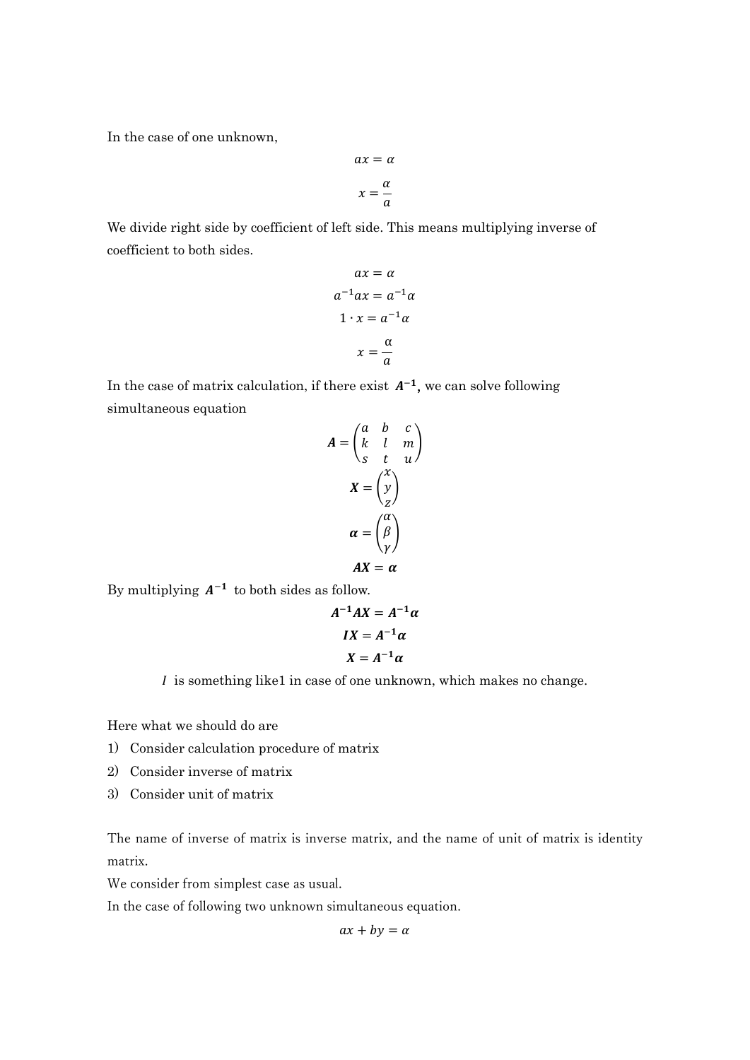In the case of one unknown,

$$ax = \alpha$$

$$x = \frac{\alpha}{a}$$

We divide right side by coefficient of left side. This means multiplying inverse of coefficient to both sides.

$$ax = \alpha$$

$$a^{-1}ax = a^{-1}\alpha$$

$$1 \cdot x = a^{-1}\alpha$$

$$x = \frac{\alpha}{a}$$

In the case of matrix calculation, if there exist $\boldsymbol{A^{-1}}$, we can solve following simultaneous equation

$$\boldsymbol{A} = \begin{pmatrix} a & b & c \\ k & l & m \\ s & t & u \end{pmatrix}$$

$$\boldsymbol{X} = \begin{pmatrix} x \\ y \\ z \end{pmatrix}$$

$$\boldsymbol{\alpha} = \begin{pmatrix} \alpha \\ \beta \\ \gamma \end{pmatrix}$$

$$\boldsymbol{AX} = \boldsymbol{\alpha}$$

By multiplying $\boldsymbol{A^{-1}}$ to both sides as follow.

$$\boldsymbol{A^{-1}AX} = \boldsymbol{A^{-1}\alpha}$$

$$\boldsymbol{IX} = \boldsymbol{A^{-1}\alpha}$$

$$\boldsymbol{X} = \boldsymbol{A^{-1}\alpha}$$

$I$ is something like1 in case of one unknown, which makes no change.

Here what we should do are

1) Consider calculation procedure of matrix
2) Consider inverse of matrix
3) Consider unit of matrix

The name of inverse of matrix is inverse matrix, and the name of unit of matrix is identity matrix.

We consider from simplest case as usual.

In the case of following two unknown simultaneous equation.

$$ax + by = \alpha$$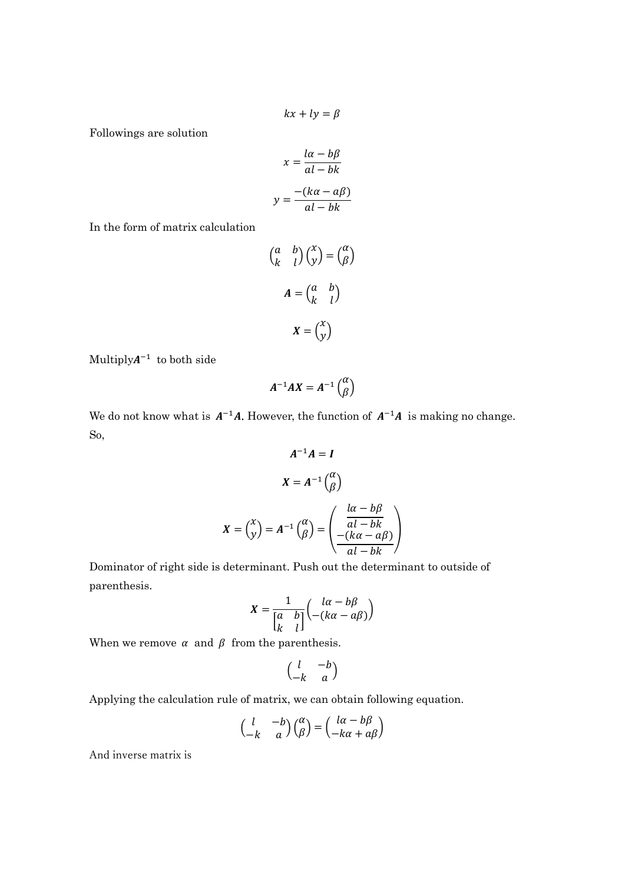$$kx + ly = \beta$$

Followings are solution

$$x = \frac{l\alpha - b\beta}{al - bk}$$

$$y = \frac{-(k\alpha - a\beta)}{al - bk}$$

In the form of matrix calculation

$$\begin{pmatrix} a & b \\ k & l \end{pmatrix} \begin{pmatrix} x \\ y \end{pmatrix} = \begin{pmatrix} \alpha \\ \beta \end{pmatrix}$$

$$\boldsymbol{A} = \begin{pmatrix} a & b \\ k & l \end{pmatrix}$$

$$\boldsymbol{X} = \begin{pmatrix} x \\ y \end{pmatrix}$$

Multiply$\boldsymbol{A}^{-1}$ to both side

$$\boldsymbol{A}^{-1}\boldsymbol{A}\boldsymbol{X} = \boldsymbol{A}^{-1}\begin{pmatrix} \alpha \\ \beta \end{pmatrix}$$

We do not know what is $\boldsymbol{A}^{-1}\boldsymbol{A}$. However, the function of $\boldsymbol{A}^{-1}\boldsymbol{A}$ is making no change. So,

$$\boldsymbol{A}^{-1}\boldsymbol{A} = \boldsymbol{I}$$

$$\boldsymbol{X} = \boldsymbol{A}^{-1}\begin{pmatrix} \alpha \\ \beta \end{pmatrix}$$

$$\boldsymbol{X} = \begin{pmatrix} x \\ y \end{pmatrix} = \boldsymbol{A}^{-1}\begin{pmatrix} \alpha \\ \beta \end{pmatrix} = \begin{pmatrix} \dfrac{l\alpha - b\beta}{al - bk} \\ \dfrac{-(k\alpha - a\beta)}{al - bk} \end{pmatrix}$$

Dominator of right side is determinant. Push out the determinant to outside of parenthesis.

$$\boldsymbol{X} = \frac{1}{\begin{bmatrix} a & b \\ k & l \end{bmatrix}} \begin{pmatrix} l\alpha - b\beta \\ -(k\alpha - a\beta) \end{pmatrix}$$

When we remove $\alpha$ and $\beta$ from the parenthesis.

$$\begin{pmatrix} l & -b \\ -k & a \end{pmatrix}$$

Applying the calculation rule of matrix, we can obtain following equation.

$$\begin{pmatrix} l & -b \\ -k & a \end{pmatrix} \begin{pmatrix} \alpha \\ \beta \end{pmatrix} = \begin{pmatrix} l\alpha - b\beta \\ -k\alpha + a\beta \end{pmatrix}$$

And inverse matrix is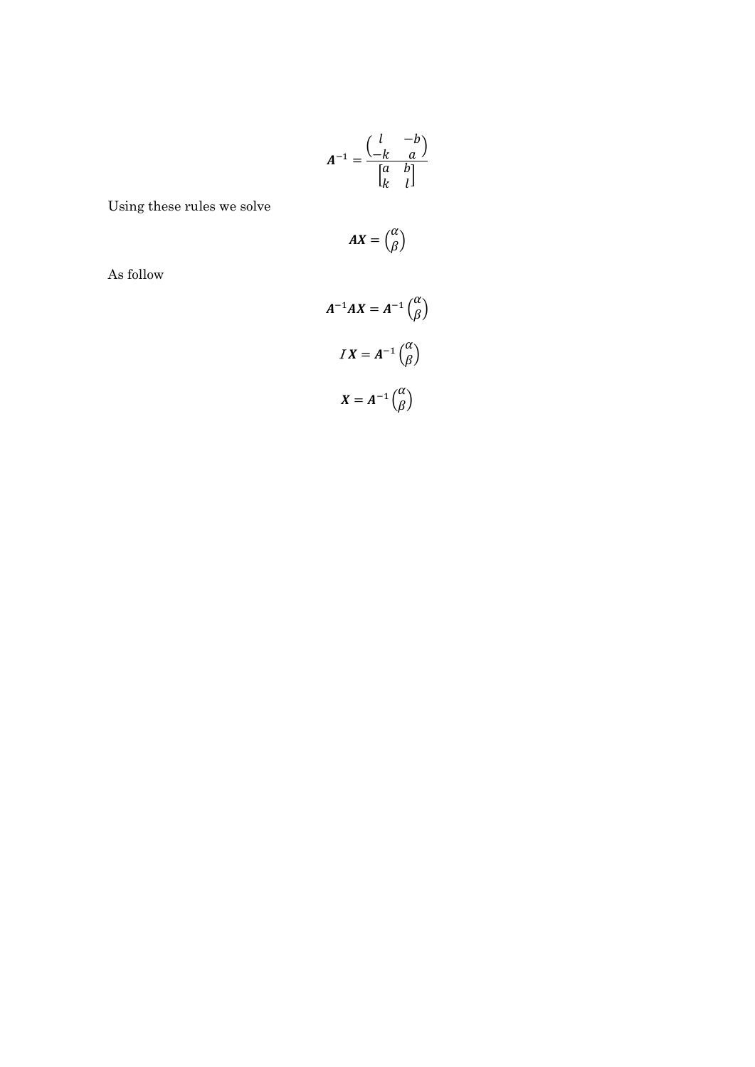$$\boldsymbol{A}^{-1} = \frac{\begin{pmatrix} l & -b \\ -k & a \end{pmatrix}}{\begin{bmatrix} a & b \\ k & l \end{bmatrix}}$$

Using these rules we solve

$$\boldsymbol{AX} = \begin{pmatrix} \alpha \\ \beta \end{pmatrix}$$

As follow

$$\boldsymbol{A}^{-1}\boldsymbol{AX} = \boldsymbol{A}^{-1}\begin{pmatrix} \alpha \\ \beta \end{pmatrix}$$

$$I\,\boldsymbol{X} = \boldsymbol{A}^{-1}\begin{pmatrix} \alpha \\ \beta \end{pmatrix}$$

$$\boldsymbol{X} = \boldsymbol{A}^{-1}\begin{pmatrix} \alpha \\ \beta \end{pmatrix}$$